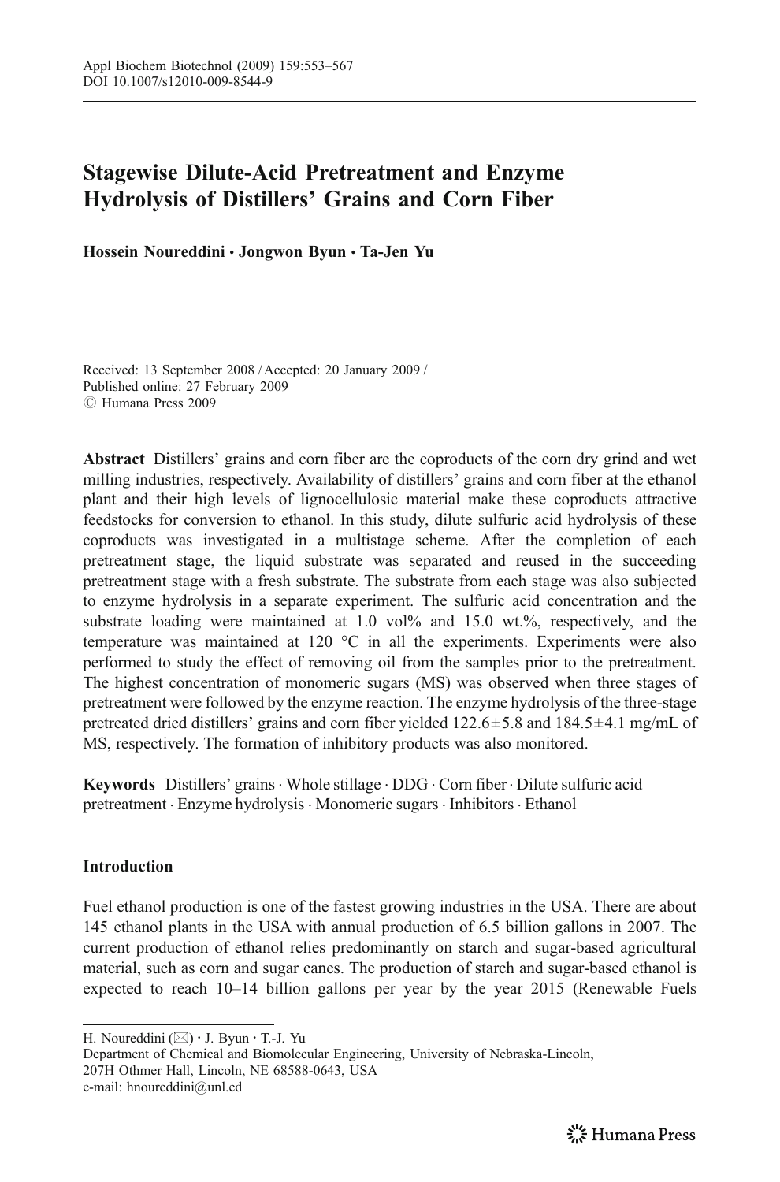DOI 10.1007/s12010-009-8544-9

# Stagewise Dilute-Acid Pretreatment and Enzyme Hydrolysis of Distillers' Grains and Corn Fiber

**Hossein Noureddini · Jongwon Byun · Ta-Jen Yu**

Received: 13 September 2008 / Accepted: 20 January 2009 /
Published online: 27 February 2009
© Humana Press 2009

**Abstract** Distillers' grains and corn fiber are the coproducts of the corn dry grind and wet milling industries, respectively. Availability of distillers' grains and corn fiber at the ethanol plant and their high levels of lignocellulosic material make these coproducts attractive feedstocks for conversion to ethanol. In this study, dilute sulfuric acid hydrolysis of these coproducts was investigated in a multistage scheme. After the completion of each pretreatment stage, the liquid substrate was separated and reused in the succeeding pretreatment stage with a fresh substrate. The substrate from each stage was also subjected to enzyme hydrolysis in a separate experiment. The sulfuric acid concentration and the substrate loading were maintained at 1.0 vol% and 15.0 wt.%, respectively, and the temperature was maintained at 120 °C in all the experiments. Experiments were also performed to study the effect of removing oil from the samples prior to the pretreatment. The highest concentration of monomeric sugars (MS) was observed when three stages of pretreatment were followed by the enzyme reaction. The enzyme hydrolysis of the three-stage pretreated dried distillers' grains and corn fiber yielded 122.6±5.8 and 184.5±4.1 mg/mL of MS, respectively. The formation of inhibitory products was also monitored.

**Keywords** Distillers' grains · Whole stillage · DDG · Corn fiber · Dilute sulfuric acid pretreatment · Enzyme hydrolysis · Monomeric sugars · Inhibitors · Ethanol

## Introduction

Fuel ethanol production is one of the fastest growing industries in the USA. There are about 145 ethanol plants in the USA with annual production of 6.5 billion gallons in 2007. The current production of ethanol relies predominantly on starch and sugar-based agricultural material, such as corn and sugar canes. The production of starch and sugar-based ethanol is expected to reach 10–14 billion gallons per year by the year 2015 (Renewable Fuels

H. Noureddini (✉) · J. Byun · T.-J. Yu
Department of Chemical and Biomolecular Engineering, University of Nebraska-Lincoln,
207H Othmer Hall, Lincoln, NE 68588-0643, USA
e-mail: hnoureddini@unl.ed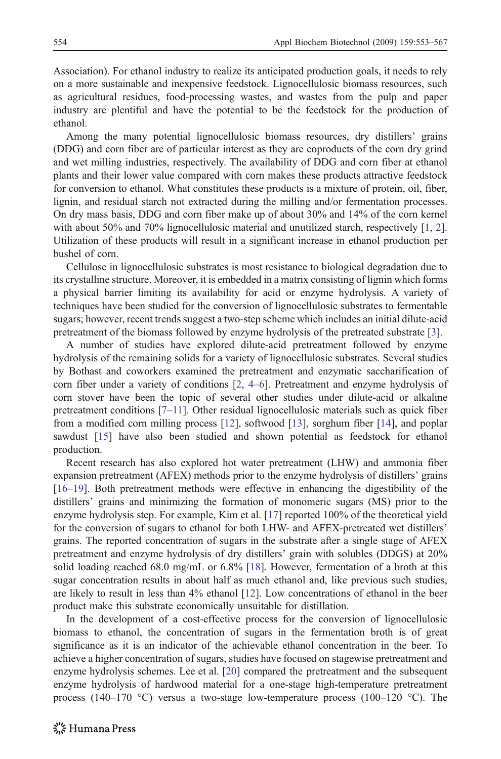Association). For ethanol industry to realize its anticipated production goals, it needs to rely on a more sustainable and inexpensive feedstock. Lignocellulosic biomass resources, such as agricultural residues, food-processing wastes, and wastes from the pulp and paper industry are plentiful and have the potential to be the feedstock for the production of ethanol.

Among the many potential lignocellulosic biomass resources, dry distillers' grains (DDG) and corn fiber are of particular interest as they are coproducts of the corn dry grind and wet milling industries, respectively. The availability of DDG and corn fiber at ethanol plants and their lower value compared with corn makes these products attractive feedstock for conversion to ethanol. What constitutes these products is a mixture of protein, oil, fiber, lignin, and residual starch not extracted during the milling and/or fermentation processes. On dry mass basis, DDG and corn fiber make up of about 30% and 14% of the corn kernel with about 50% and 70% lignocellulosic material and unutilized starch, respectively [1, 2]. Utilization of these products will result in a significant increase in ethanol production per bushel of corn.

Cellulose in lignocellulosic substrates is most resistance to biological degradation due to its crystalline structure. Moreover, it is embedded in a matrix consisting of lignin which forms a physical barrier limiting its availability for acid or enzyme hydrolysis. A variety of techniques have been studied for the conversion of lignocellulosic substrates to fermentable sugars; however, recent trends suggest a two-step scheme which includes an initial dilute-acid pretreatment of the biomass followed by enzyme hydrolysis of the pretreated substrate [3].

A number of studies have explored dilute-acid pretreatment followed by enzyme hydrolysis of the remaining solids for a variety of lignocellulosic substrates. Several studies by Bothast and coworkers examined the pretreatment and enzymatic saccharification of corn fiber under a variety of conditions [2, 4–6]. Pretreatment and enzyme hydrolysis of corn stover have been the topic of several other studies under dilute-acid or alkaline pretreatment conditions [7–11]. Other residual lignocellulosic materials such as quick fiber from a modified corn milling process [12], softwood [13], sorghum fiber [14], and poplar sawdust [15] have also been studied and shown potential as feedstock for ethanol production.

Recent research has also explored hot water pretreatment (LHW) and ammonia fiber expansion pretreatment (AFEX) methods prior to the enzyme hydrolysis of distillers' grains [16–19]. Both pretreatment methods were effective in enhancing the digestibility of the distillers' grains and minimizing the formation of monomeric sugars (MS) prior to the enzyme hydrolysis step. For example, Kim et al. [17] reported 100% of the theoretical yield for the conversion of sugars to ethanol for both LHW- and AFEX-pretreated wet distillers' grains. The reported concentration of sugars in the substrate after a single stage of AFEX pretreatment and enzyme hydrolysis of dry distillers' grain with solubles (DDGS) at 20% solid loading reached 68.0 mg/mL or 6.8% [18]. However, fermentation of a broth at this sugar concentration results in about half as much ethanol and, like previous such studies, are likely to result in less than 4% ethanol [12]. Low concentrations of ethanol in the beer product make this substrate economically unsuitable for distillation.

In the development of a cost-effective process for the conversion of lignocellulosic biomass to ethanol, the concentration of sugars in the fermentation broth is of great significance as it is an indicator of the achievable ethanol concentration in the beer. To achieve a higher concentration of sugars, studies have focused on stagewise pretreatment and enzyme hydrolysis schemes. Lee et al. [20] compared the pretreatment and the subsequent enzyme hydrolysis of hardwood material for a one-stage high-temperature pretreatment process (140–170 °C) versus a two-stage low-temperature process (100–120 °C). The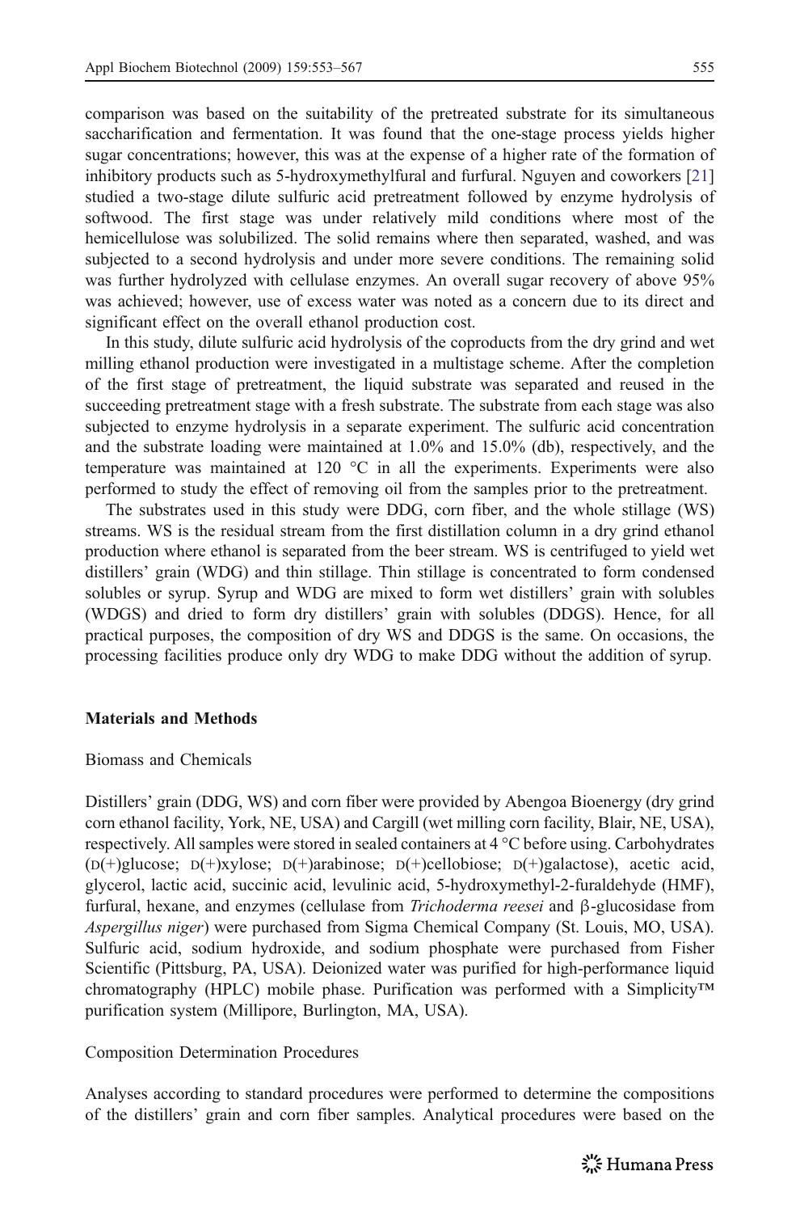comparison was based on the suitability of the pretreated substrate for its simultaneous saccharification and fermentation. It was found that the one-stage process yields higher sugar concentrations; however, this was at the expense of a higher rate of the formation of inhibitory products such as 5-hydroxymethylfural and furfural. Nguyen and coworkers [21] studied a two-stage dilute sulfuric acid pretreatment followed by enzyme hydrolysis of softwood. The first stage was under relatively mild conditions where most of the hemicellulose was solubilized. The solid remains where then separated, washed, and was subjected to a second hydrolysis and under more severe conditions. The remaining solid was further hydrolyzed with cellulase enzymes. An overall sugar recovery of above 95% was achieved; however, use of excess water was noted as a concern due to its direct and significant effect on the overall ethanol production cost.

In this study, dilute sulfuric acid hydrolysis of the coproducts from the dry grind and wet milling ethanol production were investigated in a multistage scheme. After the completion of the first stage of pretreatment, the liquid substrate was separated and reused in the succeeding pretreatment stage with a fresh substrate. The substrate from each stage was also subjected to enzyme hydrolysis in a separate experiment. The sulfuric acid concentration and the substrate loading were maintained at 1.0% and 15.0% (db), respectively, and the temperature was maintained at 120 °C in all the experiments. Experiments were also performed to study the effect of removing oil from the samples prior to the pretreatment.

The substrates used in this study were DDG, corn fiber, and the whole stillage (WS) streams. WS is the residual stream from the first distillation column in a dry grind ethanol production where ethanol is separated from the beer stream. WS is centrifuged to yield wet distillers' grain (WDG) and thin stillage. Thin stillage is concentrated to form condensed solubles or syrup. Syrup and WDG are mixed to form wet distillers' grain with solubles (WDGS) and dried to form dry distillers' grain with solubles (DDGS). Hence, for all practical purposes, the composition of dry WS and DDGS is the same. On occasions, the processing facilities produce only dry WDG to make DDG without the addition of syrup.

## Materials and Methods

### Biomass and Chemicals

Distillers' grain (DDG, WS) and corn fiber were provided by Abengoa Bioenergy (dry grind corn ethanol facility, York, NE, USA) and Cargill (wet milling corn facility, Blair, NE, USA), respectively. All samples were stored in sealed containers at 4 °C before using. Carbohydrates (D(+)glucose; D(+)xylose; D(+)arabinose; D(+)cellobiose; D(+)galactose), acetic acid, glycerol, lactic acid, succinic acid, levulinic acid, 5-hydroxymethyl-2-furaldehyde (HMF), furfural, hexane, and enzymes (cellulase from *Trichoderma reesei* and β-glucosidase from *Aspergillus niger*) were purchased from Sigma Chemical Company (St. Louis, MO, USA). Sulfuric acid, sodium hydroxide, and sodium phosphate were purchased from Fisher Scientific (Pittsburg, PA, USA). Deionized water was purified for high-performance liquid chromatography (HPLC) mobile phase. Purification was performed with a Simplicity™ purification system (Millipore, Burlington, MA, USA).

### Composition Determination Procedures

Analyses according to standard procedures were performed to determine the compositions of the distillers' grain and corn fiber samples. Analytical procedures were based on the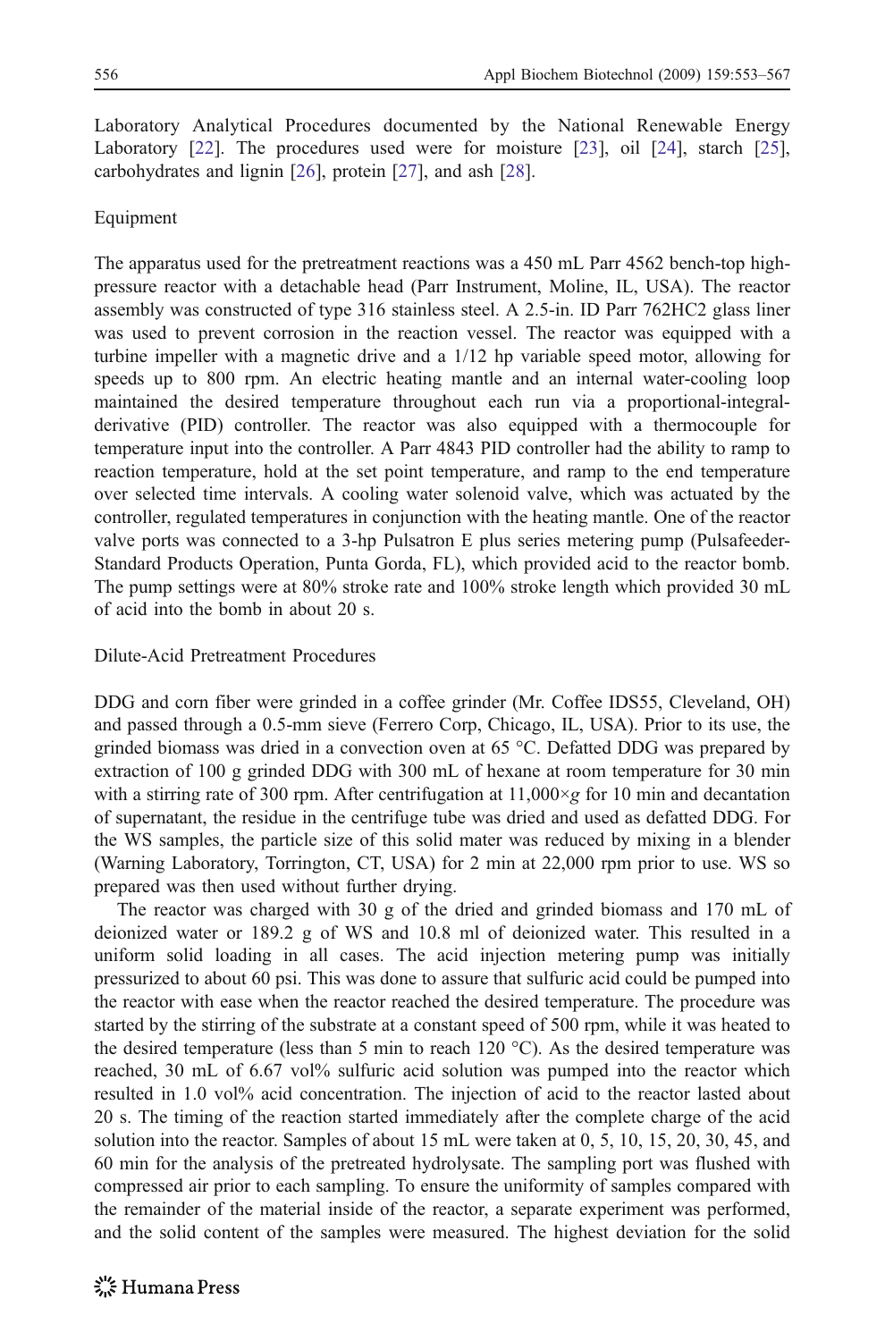Laboratory Analytical Procedures documented by the National Renewable Energy Laboratory [22]. The procedures used were for moisture [23], oil [24], starch [25], carbohydrates and lignin [26], protein [27], and ash [28].

## Equipment

The apparatus used for the pretreatment reactions was a 450 mL Parr 4562 bench-top high-pressure reactor with a detachable head (Parr Instrument, Moline, IL, USA). The reactor assembly was constructed of type 316 stainless steel. A 2.5-in. ID Parr 762HC2 glass liner was used to prevent corrosion in the reaction vessel. The reactor was equipped with a turbine impeller with a magnetic drive and a 1/12 hp variable speed motor, allowing for speeds up to 800 rpm. An electric heating mantle and an internal water-cooling loop maintained the desired temperature throughout each run via a proportional-integral-derivative (PID) controller. The reactor was also equipped with a thermocouple for temperature input into the controller. A Parr 4843 PID controller had the ability to ramp to reaction temperature, hold at the set point temperature, and ramp to the end temperature over selected time intervals. A cooling water solenoid valve, which was actuated by the controller, regulated temperatures in conjunction with the heating mantle. One of the reactor valve ports was connected to a 3-hp Pulsatron E plus series metering pump (Pulsafeeder-Standard Products Operation, Punta Gorda, FL), which provided acid to the reactor bomb. The pump settings were at 80% stroke rate and 100% stroke length which provided 30 mL of acid into the bomb in about 20 s.

## Dilute-Acid Pretreatment Procedures

DDG and corn fiber were grinded in a coffee grinder (Mr. Coffee IDS55, Cleveland, OH) and passed through a 0.5-mm sieve (Ferrero Corp, Chicago, IL, USA). Prior to its use, the grinded biomass was dried in a convection oven at 65 °C. Defatted DDG was prepared by extraction of 100 g grinded DDG with 300 mL of hexane at room temperature for 30 min with a stirring rate of 300 rpm. After centrifugation at 11,000×*g* for 10 min and decantation of supernatant, the residue in the centrifuge tube was dried and used as defatted DDG. For the WS samples, the particle size of this solid mater was reduced by mixing in a blender (Warning Laboratory, Torrington, CT, USA) for 2 min at 22,000 rpm prior to use. WS so prepared was then used without further drying.

The reactor was charged with 30 g of the dried and grinded biomass and 170 mL of deionized water or 189.2 g of WS and 10.8 ml of deionized water. This resulted in a uniform solid loading in all cases. The acid injection metering pump was initially pressurized to about 60 psi. This was done to assure that sulfuric acid could be pumped into the reactor with ease when the reactor reached the desired temperature. The procedure was started by the stirring of the substrate at a constant speed of 500 rpm, while it was heated to the desired temperature (less than 5 min to reach 120 °C). As the desired temperature was reached, 30 mL of 6.67 vol% sulfuric acid solution was pumped into the reactor which resulted in 1.0 vol% acid concentration. The injection of acid to the reactor lasted about 20 s. The timing of the reaction started immediately after the complete charge of the acid solution into the reactor. Samples of about 15 mL were taken at 0, 5, 10, 15, 20, 30, 45, and 60 min for the analysis of the pretreated hydrolysate. The sampling port was flushed with compressed air prior to each sampling. To ensure the uniformity of samples compared with the remainder of the material inside of the reactor, a separate experiment was performed, and the solid content of the samples were measured. The highest deviation for the solid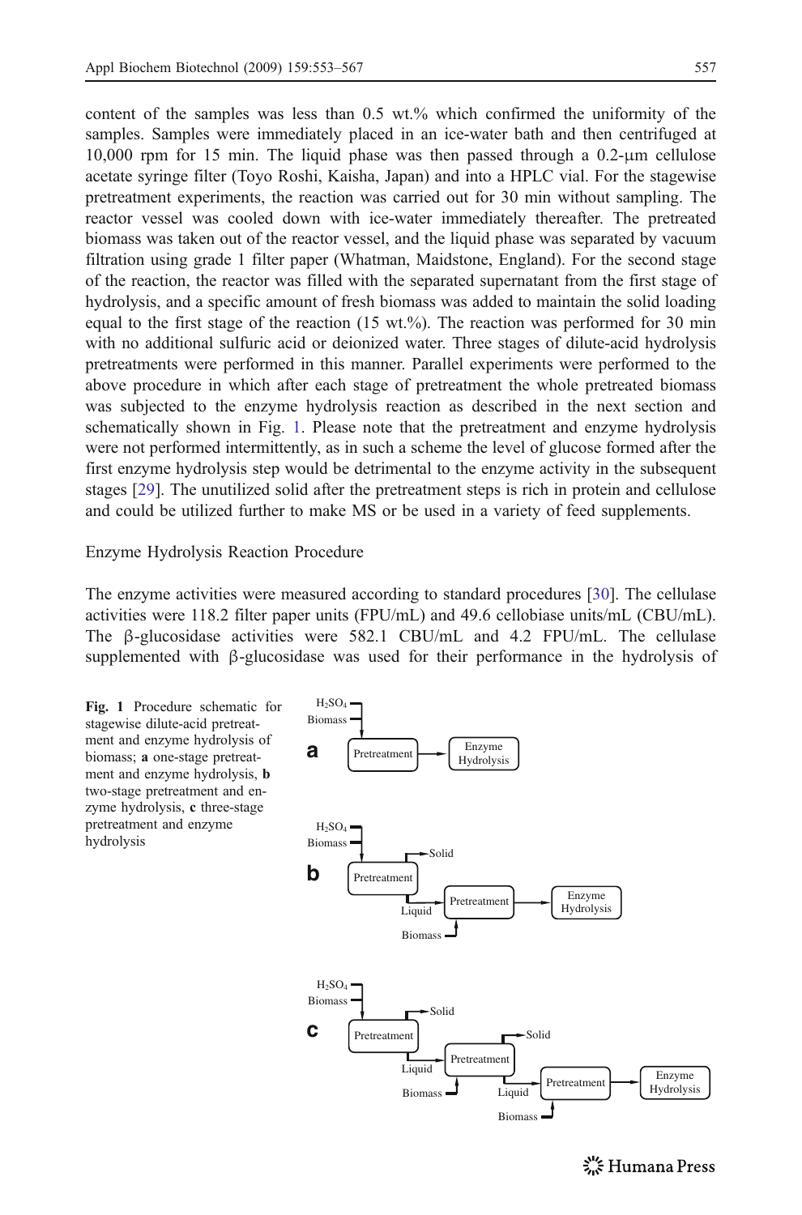content of the samples was less than 0.5 wt.% which confirmed the uniformity of the samples. Samples were immediately placed in an ice-water bath and then centrifuged at 10,000 rpm for 15 min. The liquid phase was then passed through a 0.2-μm cellulose acetate syringe filter (Toyo Roshi, Kaisha, Japan) and into a HPLC vial. For the stagewise pretreatment experiments, the reaction was carried out for 30 min without sampling. The reactor vessel was cooled down with ice-water immediately thereafter. The pretreated biomass was taken out of the reactor vessel, and the liquid phase was separated by vacuum filtration using grade 1 filter paper (Whatman, Maidstone, England). For the second stage of the reaction, the reactor was filled with the separated supernatant from the first stage of hydrolysis, and a specific amount of fresh biomass was added to maintain the solid loading equal to the first stage of the reaction (15 wt.%). The reaction was performed for 30 min with no additional sulfuric acid or deionized water. Three stages of dilute-acid hydrolysis pretreatments were performed in this manner. Parallel experiments were performed to the above procedure in which after each stage of pretreatment the whole pretreated biomass was subjected to the enzyme hydrolysis reaction as described in the next section and schematically shown in Fig. 1. Please note that the pretreatment and enzyme hydrolysis were not performed intermittently, as in such a scheme the level of glucose formed after the first enzyme hydrolysis step would be detrimental to the enzyme activity in the subsequent stages [29]. The unutilized solid after the pretreatment steps is rich in protein and cellulose and could be utilized further to make MS or be used in a variety of feed supplements.

## Enzyme Hydrolysis Reaction Procedure

The enzyme activities were measured according to standard procedures [30]. The cellulase activities were 118.2 filter paper units (FPU/mL) and 49.6 cellobiase units/mL (CBU/mL). The β-glucosidase activities were 582.1 CBU/mL and 4.2 FPU/mL. The cellulase supplemented with β-glucosidase was used for their performance in the hydrolysis of

**Fig. 1** Procedure schematic for stagewise dilute-acid pretreatment and enzyme hydrolysis of biomass; **a** one-stage pretreatment and enzyme hydrolysis, **b** two-stage pretreatment and enzyme hydrolysis, **c** three-stage pretreatment and enzyme hydrolysis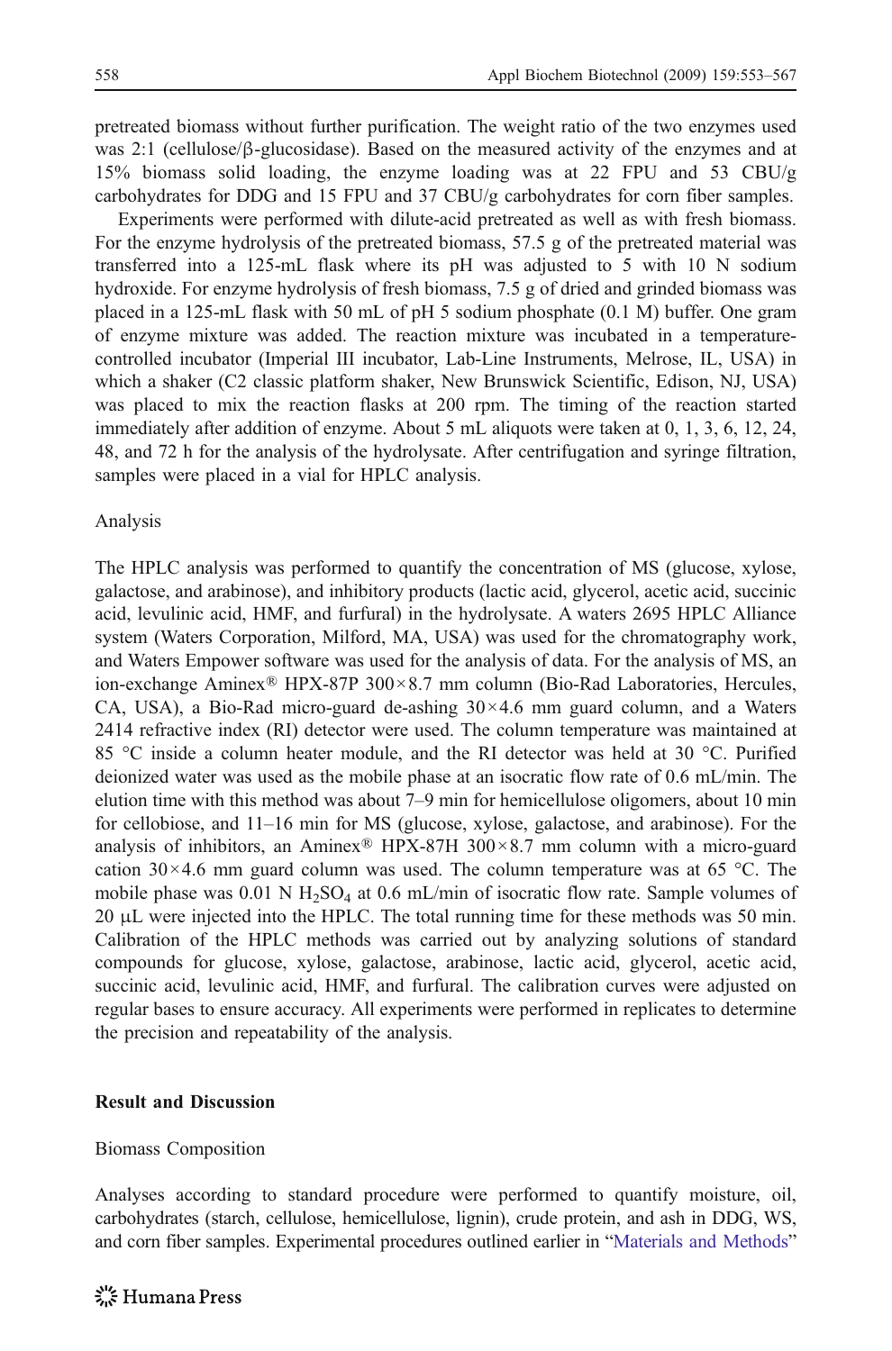pretreated biomass without further purification. The weight ratio of the two enzymes used was 2:1 (cellulose/β-glucosidase). Based on the measured activity of the enzymes and at 15% biomass solid loading, the enzyme loading was at 22 FPU and 53 CBU/g carbohydrates for DDG and 15 FPU and 37 CBU/g carbohydrates for corn fiber samples.

Experiments were performed with dilute-acid pretreated as well as with fresh biomass. For the enzyme hydrolysis of the pretreated biomass, 57.5 g of the pretreated material was transferred into a 125-mL flask where its pH was adjusted to 5 with 10 N sodium hydroxide. For enzyme hydrolysis of fresh biomass, 7.5 g of dried and grinded biomass was placed in a 125-mL flask with 50 mL of pH 5 sodium phosphate (0.1 M) buffer. One gram of enzyme mixture was added. The reaction mixture was incubated in a temperature-controlled incubator (Imperial III incubator, Lab-Line Instruments, Melrose, IL, USA) in which a shaker (C2 classic platform shaker, New Brunswick Scientific, Edison, NJ, USA) was placed to mix the reaction flasks at 200 rpm. The timing of the reaction started immediately after addition of enzyme. About 5 mL aliquots were taken at 0, 1, 3, 6, 12, 24, 48, and 72 h for the analysis of the hydrolysate. After centrifugation and syringe filtration, samples were placed in a vial for HPLC analysis.

## Analysis

The HPLC analysis was performed to quantify the concentration of MS (glucose, xylose, galactose, and arabinose), and inhibitory products (lactic acid, glycerol, acetic acid, succinic acid, levulinic acid, HMF, and furfural) in the hydrolysate. A waters 2695 HPLC Alliance system (Waters Corporation, Milford, MA, USA) was used for the chromatography work, and Waters Empower software was used for the analysis of data. For the analysis of MS, an ion-exchange Aminex® HPX-87P 300×8.7 mm column (Bio-Rad Laboratories, Hercules, CA, USA), a Bio-Rad micro-guard de-ashing 30×4.6 mm guard column, and a Waters 2414 refractive index (RI) detector were used. The column temperature was maintained at 85 °C inside a column heater module, and the RI detector was held at 30 °C. Purified deionized water was used as the mobile phase at an isocratic flow rate of 0.6 mL/min. The elution time with this method was about 7–9 min for hemicellulose oligomers, about 10 min for cellobiose, and 11–16 min for MS (glucose, xylose, galactose, and arabinose). For the analysis of inhibitors, an Aminex® HPX-87H 300×8.7 mm column with a micro-guard cation 30×4.6 mm guard column was used. The column temperature was at 65 °C. The mobile phase was 0.01 N $H_2SO_4$ at 0.6 mL/min of isocratic flow rate. Sample volumes of 20 μL were injected into the HPLC. The total running time for these methods was 50 min. Calibration of the HPLC methods was carried out by analyzing solutions of standard compounds for glucose, xylose, galactose, arabinose, lactic acid, glycerol, acetic acid, succinic acid, levulinic acid, HMF, and furfural. The calibration curves were adjusted on regular bases to ensure accuracy. All experiments were performed in replicates to determine the precision and repeatability of the analysis.

# Result and Discussion

## Biomass Composition

Analyses according to standard procedure were performed to quantify moisture, oil, carbohydrates (starch, cellulose, hemicellulose, lignin), crude protein, and ash in DDG, WS, and corn fiber samples. Experimental procedures outlined earlier in "Materials and Methods"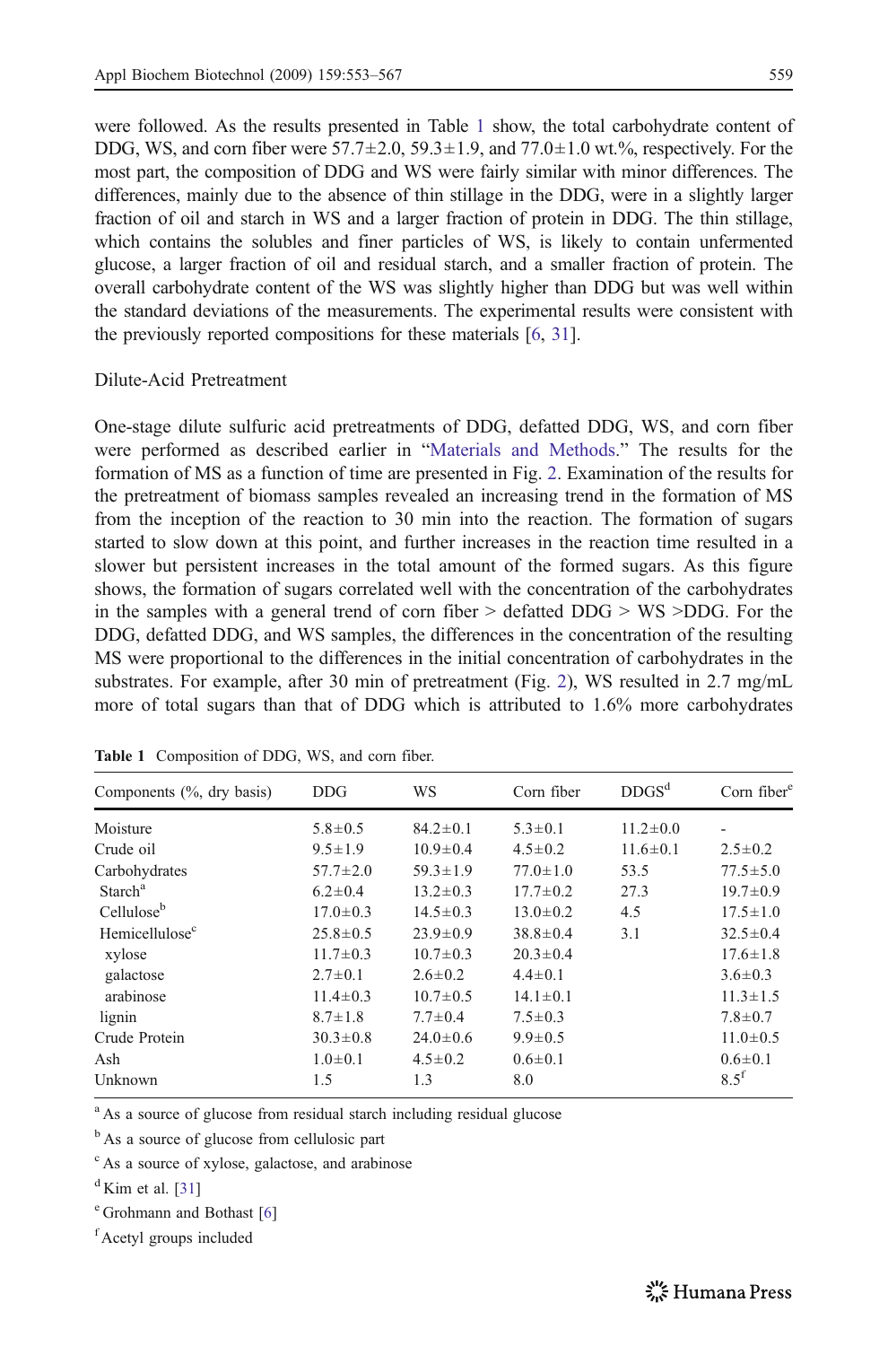were followed. As the results presented in Table 1 show, the total carbohydrate content of DDG, WS, and corn fiber were 57.7±2.0, 59.3±1.9, and 77.0±1.0 wt.%, respectively. For the most part, the composition of DDG and WS were fairly similar with minor differences. The differences, mainly due to the absence of thin stillage in the DDG, were in a slightly larger fraction of oil and starch in WS and a larger fraction of protein in DDG. The thin stillage, which contains the solubles and finer particles of WS, is likely to contain unfermented glucose, a larger fraction of oil and residual starch, and a smaller fraction of protein. The overall carbohydrate content of the WS was slightly higher than DDG but was well within the standard deviations of the measurements. The experimental results were consistent with the previously reported compositions for these materials [6, 31].

## Dilute-Acid Pretreatment

One-stage dilute sulfuric acid pretreatments of DDG, defatted DDG, WS, and corn fiber were performed as described earlier in "Materials and Methods." The results for the formation of MS as a function of time are presented in Fig. 2. Examination of the results for the pretreatment of biomass samples revealed an increasing trend in the formation of MS from the inception of the reaction to 30 min into the reaction. The formation of sugars started to slow down at this point, and further increases in the reaction time resulted in a slower but persistent increases in the total amount of the formed sugars. As this figure shows, the formation of sugars correlated well with the concentration of the carbohydrates in the samples with a general trend of corn fiber > defatted DDG > WS >DDG. For the DDG, defatted DDG, and WS samples, the differences in the concentration of the resulting MS were proportional to the differences in the initial concentration of carbohydrates in the substrates. For example, after 30 min of pretreatment (Fig. 2), WS resulted in 2.7 mg/mL more of total sugars than that of DDG which is attributed to 1.6% more carbohydrates

**Table 1** Composition of DDG, WS, and corn fiber.

| Components (%, dry basis) | DDG | WS | Corn fiber | DDGS[d] | Corn fiber[e] |
|---|---|---|---|---|---|
| Moisture | 5.8±0.5 | 84.2±0.1 | 5.3±0.1 | 11.2±0.0 | - |
| Crude oil | 9.5±1.9 | 10.9±0.4 | 4.5±0.2 | 11.6±0.1 | 2.5±0.2 |
| Carbohydrates | 57.7±2.0 | 59.3±1.9 | 77.0±1.0 | 53.5 | 77.5±5.0 |
| Starch[a] | 6.2±0.4 | 13.2±0.3 | 17.7±0.2 | 27.3 | 19.7±0.9 |
| Cellulose[b] | 17.0±0.3 | 14.5±0.3 | 13.0±0.2 | 4.5 | 17.5±1.0 |
| Hemicellulose[c] | 25.8±0.5 | 23.9±0.9 | 38.8±0.4 | 3.1 | 32.5±0.4 |
| xylose | 11.7±0.3 | 10.7±0.3 | 20.3±0.4 | | 17.6±1.8 |
| galactose | 2.7±0.1 | 2.6±0.2 | 4.4±0.1 | | 3.6±0.3 |
| arabinose | 11.4±0.3 | 10.7±0.5 | 14.1±0.1 | | 11.3±1.5 |
| lignin | 8.7±1.8 | 7.7±0.4 | 7.5±0.3 | | 7.8±0.7 |
| Crude Protein | 30.3±0.8 | 24.0±0.6 | 9.9±0.5 | | 11.0±0.5 |
| Ash | 1.0±0.1 | 4.5±0.2 | 0.6±0.1 | | 0.6±0.1 |
| Unknown | 1.5 | 1.3 | 8.0 | | 8.5[f] |

[a] As a source of glucose from residual starch including residual glucose

[b] As a source of glucose from cellulosic part

[c] As a source of xylose, galactose, and arabinose

[d] Kim et al. [31]

[e] Grohmann and Bothast [6]

[f] Acetyl groups included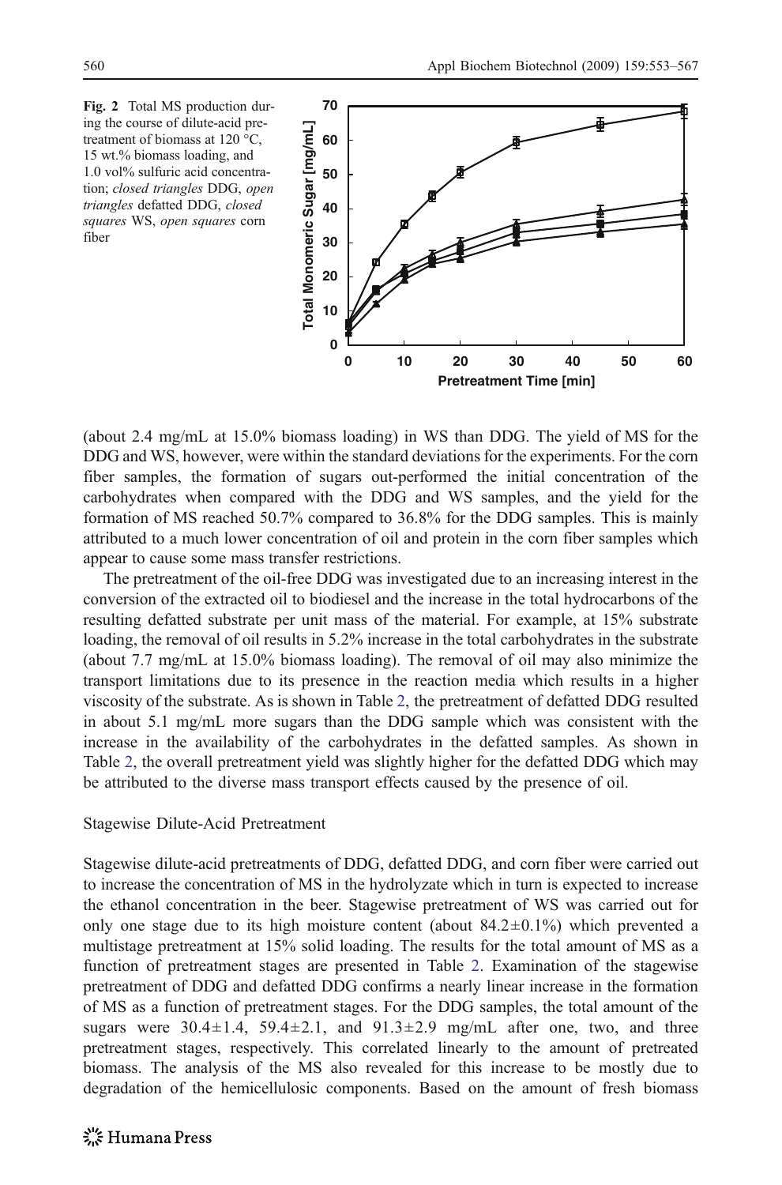Fig. 2 Total MS production during the course of dilute-acid pretreatment of biomass at 120 °C, 15 wt.% biomass loading, and 1.0 vol% sulfuric acid concentration; *closed triangles* DDG, *open triangles* defatted DDG, *closed squares* WS, *open squares* corn fiber

(about 2.4 mg/mL at 15.0% biomass loading) in WS than DDG. The yield of MS for the DDG and WS, however, were within the standard deviations for the experiments. For the corn fiber samples, the formation of sugars out-performed the initial concentration of the carbohydrates when compared with the DDG and WS samples, and the yield for the formation of MS reached 50.7% compared to 36.8% for the DDG samples. This is mainly attributed to a much lower concentration of oil and protein in the corn fiber samples which appear to cause some mass transfer restrictions.

The pretreatment of the oil-free DDG was investigated due to an increasing interest in the conversion of the extracted oil to biodiesel and the increase in the total hydrocarbons of the resulting defatted substrate per unit mass of the material. For example, at 15% substrate loading, the removal of oil results in 5.2% increase in the total carbohydrates in the substrate (about 7.7 mg/mL at 15.0% biomass loading). The removal of oil may also minimize the transport limitations due to its presence in the reaction media which results in a higher viscosity of the substrate. As is shown in Table 2, the pretreatment of defatted DDG resulted in about 5.1 mg/mL more sugars than the DDG sample which was consistent with the increase in the availability of the carbohydrates in the defatted samples. As shown in Table 2, the overall pretreatment yield was slightly higher for the defatted DDG which may be attributed to the diverse mass transport effects caused by the presence of oil.

## Stagewise Dilute-Acid Pretreatment

Stagewise dilute-acid pretreatments of DDG, defatted DDG, and corn fiber were carried out to increase the concentration of MS in the hydrolyzate which in turn is expected to increase the ethanol concentration in the beer. Stagewise pretreatment of WS was carried out for only one stage due to its high moisture content (about 84.2±0.1%) which prevented a multistage pretreatment at 15% solid loading. The results for the total amount of MS as a function of pretreatment stages are presented in Table 2. Examination of the stagewise pretreatment of DDG and defatted DDG confirms a nearly linear increase in the formation of MS as a function of pretreatment stages. For the DDG samples, the total amount of the sugars were 30.4±1.4, 59.4±2.1, and 91.3±2.9 mg/mL after one, two, and three pretreatment stages, respectively. This correlated linearly to the amount of pretreated biomass. The analysis of the MS also revealed for this increase to be mostly due to degradation of the hemicellulosic components. Based on the amount of fresh biomass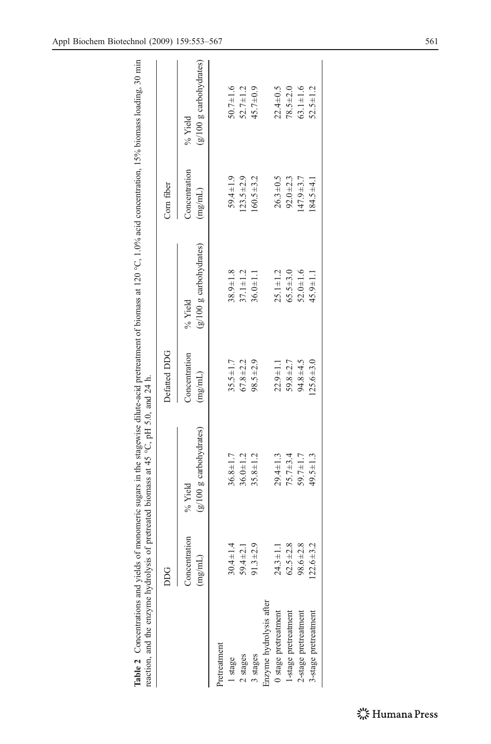**Table 2** Concentrations and yields of monomeric sugars in the stagewise dilute-acid pretreatment of biomass at 120 °C, 1.0% acid concentration, 15% biomass loading, 30 min reaction, and the enzyme hydrolysis of pretreated biomass at 45 °C, pH 5.0, and 24 h.

| | DDG | | Defatted DDG | | Corn fiber | |
|---|---|---|---|---|---|---|
| | Concentration (mg/mL) | % Yield (g/100 g carbohydrates) | Concentration (mg/mL) | % Yield (g/100 g carbohydrates) | Concentration (mg/mL) | % Yield (g/100 g carbohydrates) |
| Pretreatment | | | | | | |
| 1 stage | 30.4±1.4 | 36.8±1.7 | 35.5±1.7 | 38.9±1.8 | 59.4±1.9 | 50.7±1.6 |
| 2 stages | 59.4±2.1 | 36.0±1.2 | 67.8±2.2 | 37.1±1.2 | 123.5±2.9 | 52.7±1.2 |
| 3 stages | 91.3±2.9 | 35.8±1.2 | 98.5±2.9 | 36.0±1.1 | 160.5±3.2 | 45.7±0.9 |
| Enzyme hydrolysis after | | | | | | |
| 0 stage pretreatment | 24.3±1.1 | 29.4±1.3 | 22.9±1.1 | 25.1±1.2 | 26.3±0.5 | 22.4±0.5 |
| 1-stage pretreatment | 62.5±2.8 | 75.7±3.4 | 59.8±2.7 | 65.5±3.0 | 92.0±2.3 | 78.5±2.0 |
| 2-stage pretreatment | 98.6±2.8 | 59.7±1.7 | 94.8±4.5 | 52.0±1.6 | 147.9±3.7 | 63.1±1.6 |
| 3-stage pretreatment | 122.6±3.2 | 49.5±1.3 | 125.6±3.0 | 45.9±1.1 | 184.5±4.1 | 52.5±1.2 |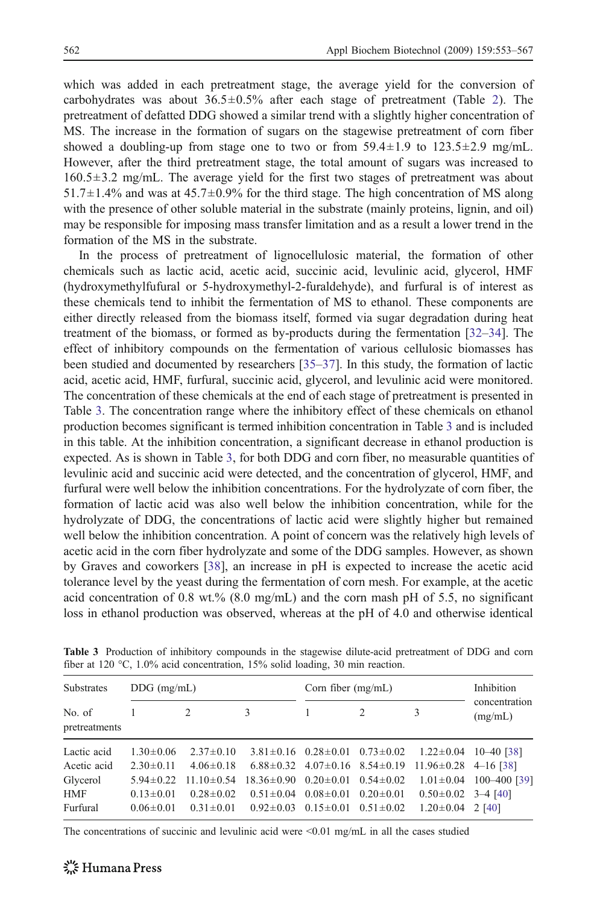which was added in each pretreatment stage, the average yield for the conversion of carbohydrates was about 36.5±0.5% after each stage of pretreatment (Table 2). The pretreatment of defatted DDG showed a similar trend with a slightly higher concentration of MS. The increase in the formation of sugars on the stagewise pretreatment of corn fiber showed a doubling-up from stage one to two or from 59.4±1.9 to 123.5±2.9 mg/mL. However, after the third pretreatment stage, the total amount of sugars was increased to 160.5±3.2 mg/mL. The average yield for the first two stages of pretreatment was about 51.7±1.4% and was at 45.7±0.9% for the third stage. The high concentration of MS along with the presence of other soluble material in the substrate (mainly proteins, lignin, and oil) may be responsible for imposing mass transfer limitation and as a result a lower trend in the formation of the MS in the substrate.

In the process of pretreatment of lignocellulosic material, the formation of other chemicals such as lactic acid, acetic acid, succinic acid, levulinic acid, glycerol, HMF (hydroxymethylfufural or 5-hydroxymethyl-2-furaldehyde), and furfural is of interest as these chemicals tend to inhibit the fermentation of MS to ethanol. These components are either directly released from the biomass itself, formed via sugar degradation during heat treatment of the biomass, or formed as by-products during the fermentation [32–34]. The effect of inhibitory compounds on the fermentation of various cellulosic biomasses has been studied and documented by researchers [35–37]. In this study, the formation of lactic acid, acetic acid, HMF, furfural, succinic acid, glycerol, and levulinic acid were monitored. The concentration of these chemicals at the end of each stage of pretreatment is presented in Table 3. The concentration range where the inhibitory effect of these chemicals on ethanol production becomes significant is termed inhibition concentration in Table 3 and is included in this table. At the inhibition concentration, a significant decrease in ethanol production is expected. As is shown in Table 3, for both DDG and corn fiber, no measurable quantities of levulinic acid and succinic acid were detected, and the concentration of glycerol, HMF, and furfural were well below the inhibition concentrations. For the hydrolyzate of corn fiber, the formation of lactic acid was also well below the inhibition concentration, while for the hydrolyzate of DDG, the concentrations of lactic acid were slightly higher but remained well below the inhibition concentration. A point of concern was the relatively high levels of acetic acid in the corn fiber hydrolyzate and some of the DDG samples. However, as shown by Graves and coworkers [38], an increase in pH is expected to increase the acetic acid tolerance level by the yeast during the fermentation of corn mesh. For example, at the acetic acid concentration of 0.8 wt.% (8.0 mg/mL) and the corn mash pH of 5.5, no significant loss in ethanol production was observed, whereas at the pH of 4.0 and otherwise identical

**Table 3** Production of inhibitory compounds in the stagewise dilute-acid pretreatment of DDG and corn fiber at 120 °C, 1.0% acid concentration, 15% solid loading, 30 min reaction.

| Substrates | DDG (mg/mL) | | | Corn fiber (mg/mL) | | | Inhibition concentration (mg/mL) |
|---|---|---|---|---|---|---|---|
| No. of pretreatments | 1 | 2 | 3 | 1 | 2 | 3 | |
| Lactic acid | 1.30±0.06 | 2.37±0.10 | 3.81±0.16 | 0.28±0.01 | 0.73±0.02 | 1.22±0.04 | 10–40 [38] |
| Acetic acid | 2.30±0.11 | 4.06±0.18 | 6.88±0.32 | 4.07±0.16 | 8.54±0.19 | 11.96±0.28 | 4–16 [38] |
| Glycerol | 5.94±0.22 | 11.10±0.54 | 18.36±0.90 | 0.20±0.01 | 0.54±0.02 | 1.01±0.04 | 100–400 [39] |
| HMF | 0.13±0.01 | 0.28±0.02 | 0.51±0.04 | 0.08±0.01 | 0.20±0.01 | 0.50±0.02 | 3–4 [40] |
| Furfural | 0.06±0.01 | 0.31±0.01 | 0.92±0.03 | 0.15±0.01 | 0.51±0.02 | 1.20±0.04 | 2 [40] |

The concentrations of succinic and levulinic acid were <0.01 mg/mL in all the cases studied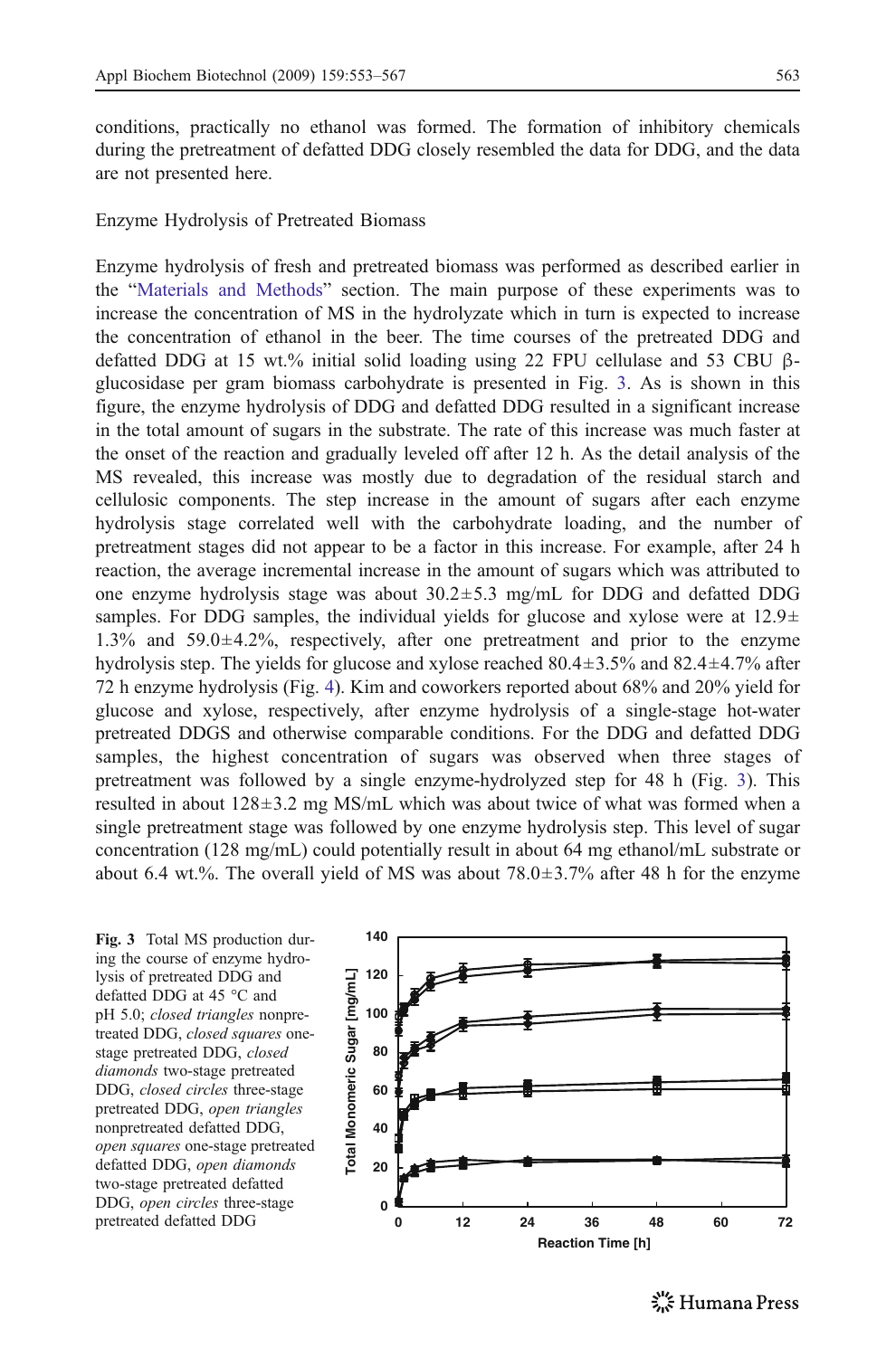conditions, practically no ethanol was formed. The formation of inhibitory chemicals during the pretreatment of defatted DDG closely resembled the data for DDG, and the data are not presented here.

## Enzyme Hydrolysis of Pretreated Biomass

Enzyme hydrolysis of fresh and pretreated biomass was performed as described earlier in the "Materials and Methods" section. The main purpose of these experiments was to increase the concentration of MS in the hydrolyzate which in turn is expected to increase the concentration of ethanol in the beer. The time courses of the pretreated DDG and defatted DDG at 15 wt.% initial solid loading using 22 FPU cellulase and 53 CBU β-glucosidase per gram biomass carbohydrate is presented in Fig. 3. As is shown in this figure, the enzyme hydrolysis of DDG and defatted DDG resulted in a significant increase in the total amount of sugars in the substrate. The rate of this increase was much faster at the onset of the reaction and gradually leveled off after 12 h. As the detail analysis of the MS revealed, this increase was mostly due to degradation of the residual starch and cellulosic components. The step increase in the amount of sugars after each enzyme hydrolysis stage correlated well with the carbohydrate loading, and the number of pretreatment stages did not appear to be a factor in this increase. For example, after 24 h reaction, the average incremental increase in the amount of sugars which was attributed to one enzyme hydrolysis stage was about 30.2±5.3 mg/mL for DDG and defatted DDG samples. For DDG samples, the individual yields for glucose and xylose were at 12.9±1.3% and 59.0±4.2%, respectively, after one pretreatment and prior to the enzyme hydrolysis step. The yields for glucose and xylose reached 80.4±3.5% and 82.4±4.7% after 72 h enzyme hydrolysis (Fig. 4). Kim and coworkers reported about 68% and 20% yield for glucose and xylose, respectively, after enzyme hydrolysis of a single-stage hot-water pretreated DDGS and otherwise comparable conditions. For the DDG and defatted DDG samples, the highest concentration of sugars was observed when three stages of pretreatment was followed by a single enzyme-hydrolyzed step for 48 h (Fig. 3). This resulted in about 128±3.2 mg MS/mL which was about twice of what was formed when a single pretreatment stage was followed by one enzyme hydrolysis step. This level of sugar concentration (128 mg/mL) could potentially result in about 64 mg ethanol/mL substrate or about 6.4 wt.%. The overall yield of MS was about 78.0±3.7% after 48 h for the enzyme

**Fig. 3** Total MS production during the course of enzyme hydrolysis of pretreated DDG and defatted DDG at 45 °C and pH 5.0; *closed triangles* nonpretreated DDG, *closed squares* one-stage pretreated DDG, *closed diamonds* two-stage pretreated DDG, *closed circles* three-stage pretreated DDG, *open triangles* nonpretreated defatted DDG, *open squares* one-stage pretreated defatted DDG, *open diamonds* two-stage pretreated defatted DDG, *open circles* three-stage pretreated defatted DDG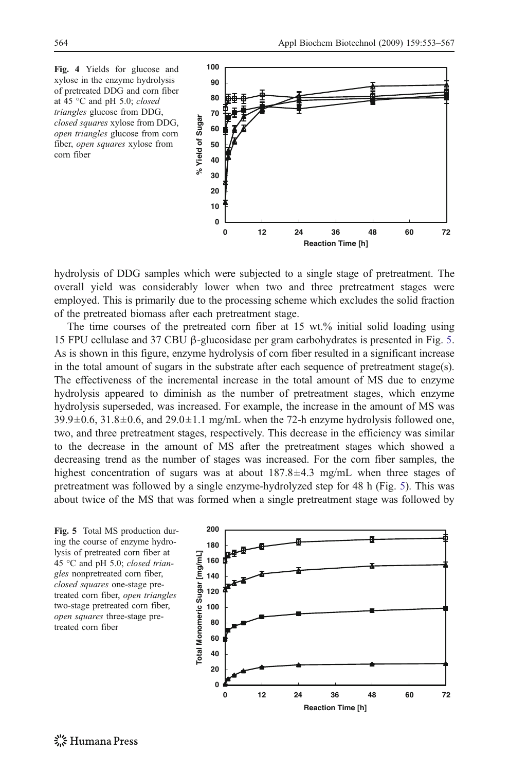**Fig. 4** Yields for glucose and xylose in the enzyme hydrolysis of pretreated DDG and corn fiber at 45 °C and pH 5.0; *closed triangles* glucose from DDG, *closed squares* xylose from DDG, *open triangles* glucose from corn fiber, *open squares* xylose from corn fiber

hydrolysis of DDG samples which were subjected to a single stage of pretreatment. The overall yield was considerably lower when two and three pretreatment stages were employed. This is primarily due to the processing scheme which excludes the solid fraction of the pretreated biomass after each pretreatment stage.

The time courses of the pretreated corn fiber at 15 wt.% initial solid loading using 15 FPU cellulase and 37 CBU β-glucosidase per gram carbohydrates is presented in Fig. 5. As is shown in this figure, enzyme hydrolysis of corn fiber resulted in a significant increase in the total amount of sugars in the substrate after each sequence of pretreatment stage(s). The effectiveness of the incremental increase in the total amount of MS due to enzyme hydrolysis appeared to diminish as the number of pretreatment stages, which enzyme hydrolysis superseded, was increased. For example, the increase in the amount of MS was 39.9±0.6, 31.8±0.6, and 29.0±1.1 mg/mL when the 72-h enzyme hydrolysis followed one, two, and three pretreatment stages, respectively. This decrease in the efficiency was similar to the decrease in the amount of MS after the pretreatment stages which showed a decreasing trend as the number of stages was increased. For the corn fiber samples, the highest concentration of sugars was at about 187.8±4.3 mg/mL when three stages of pretreatment was followed by a single enzyme-hydrolyzed step for 48 h (Fig. 5). This was about twice of the MS that was formed when a single pretreatment stage was followed by

**Fig. 5** Total MS production during the course of enzyme hydrolysis of pretreated corn fiber at 45 °C and pH 5.0; *closed triangles* nonpretreated corn fiber, *closed squares* one-stage pretreated corn fiber, *open triangles* two-stage pretreated corn fiber, *open squares* three-stage pretreated corn fiber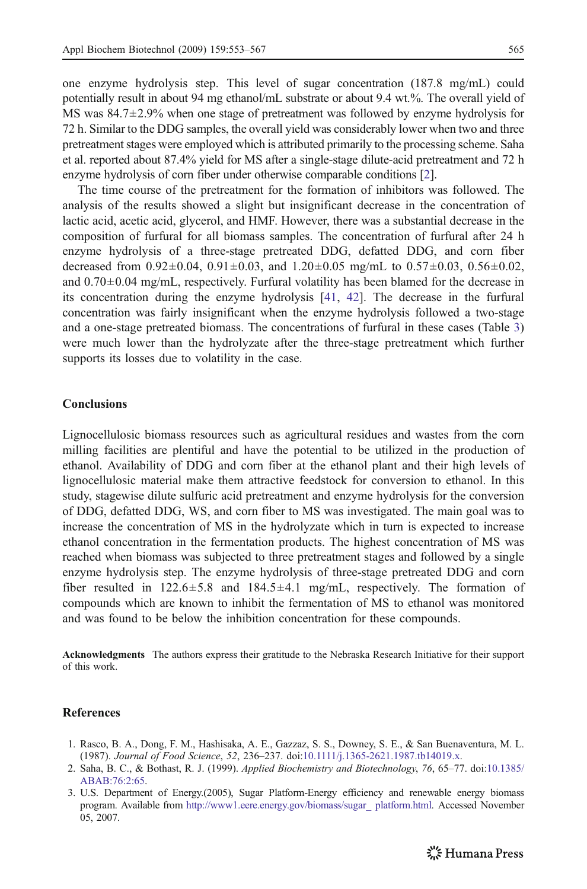one enzyme hydrolysis step. This level of sugar concentration (187.8 mg/mL) could potentially result in about 94 mg ethanol/mL substrate or about 9.4 wt.%. The overall yield of MS was 84.7±2.9% when one stage of pretreatment was followed by enzyme hydrolysis for 72 h. Similar to the DDG samples, the overall yield was considerably lower when two and three pretreatment stages were employed which is attributed primarily to the processing scheme. Saha et al. reported about 87.4% yield for MS after a single-stage dilute-acid pretreatment and 72 h enzyme hydrolysis of corn fiber under otherwise comparable conditions [2].

The time course of the pretreatment for the formation of inhibitors was followed. The analysis of the results showed a slight but insignificant decrease in the concentration of lactic acid, acetic acid, glycerol, and HMF. However, there was a substantial decrease in the composition of furfural for all biomass samples. The concentration of furfural after 24 h enzyme hydrolysis of a three-stage pretreated DDG, defatted DDG, and corn fiber decreased from 0.92±0.04, 0.91±0.03, and 1.20±0.05 mg/mL to 0.57±0.03, 0.56±0.02, and 0.70±0.04 mg/mL, respectively. Furfural volatility has been blamed for the decrease in its concentration during the enzyme hydrolysis [41, 42]. The decrease in the furfural concentration was fairly insignificant when the enzyme hydrolysis followed a two-stage and a one-stage pretreated biomass. The concentrations of furfural in these cases (Table 3) were much lower than the hydrolyzate after the three-stage pretreatment which further supports its losses due to volatility in the case.

## Conclusions

Lignocellulosic biomass resources such as agricultural residues and wastes from the corn milling facilities are plentiful and have the potential to be utilized in the production of ethanol. Availability of DDG and corn fiber at the ethanol plant and their high levels of lignocellulosic material make them attractive feedstock for conversion to ethanol. In this study, stagewise dilute sulfuric acid pretreatment and enzyme hydrolysis for the conversion of DDG, defatted DDG, WS, and corn fiber to MS was investigated. The main goal was to increase the concentration of MS in the hydrolyzate which in turn is expected to increase ethanol concentration in the fermentation products. The highest concentration of MS was reached when biomass was subjected to three pretreatment stages and followed by a single enzyme hydrolysis step. The enzyme hydrolysis of three-stage pretreated DDG and corn fiber resulted in 122.6±5.8 and 184.5±4.1 mg/mL, respectively. The formation of compounds which are known to inhibit the fermentation of MS to ethanol was monitored and was found to be below the inhibition concentration for these compounds.

**Acknowledgments** The authors express their gratitude to the Nebraska Research Initiative for their support of this work.

## References

1. Rasco, B. A., Dong, F. M., Hashisaka, A. E., Gazzaz, S. S., Downey, S. E., & San Buenaventura, M. L. (1987). *Journal of Food Science*, *52*, 236–237. doi:10.1111/j.1365-2621.1987.tb14019.x.
2. Saha, B. C., & Bothast, R. J. (1999). *Applied Biochemistry and Biotechnology*, *76*, 65–77. doi:10.1385/ABAB:76:2:65.
3. U.S. Department of Energy.(2005), Sugar Platform-Energy efficiency and renewable energy biomass program. Available from http://www1.eere.energy.gov/biomass/sugar_ platform.html. Accessed November 05, 2007.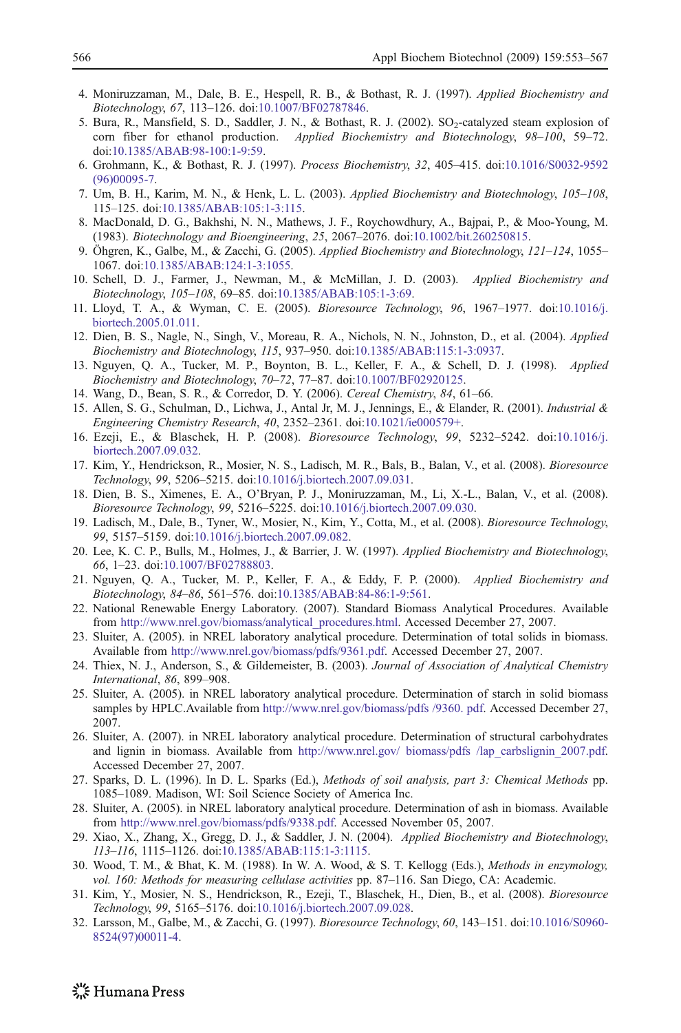4. Moniruzzaman, M., Dale, B. E., Hespell, R. B., & Bothast, R. J. (1997). *Applied Biochemistry and Biotechnology*, *67*, 113–126. doi:10.1007/BF02787846.
5. Bura, R., Mansfield, S. D., Saddler, J. N., & Bothast, R. J. (2002). $SO_2$-catalyzed steam explosion of corn fiber for ethanol production. *Applied Biochemistry and Biotechnology*, *98–100*, 59–72. doi:10.1385/ABAB:98-100:1-9:59.
6. Grohmann, K., & Bothast, R. J. (1997). *Process Biochemistry*, *32*, 405–415. doi:10.1016/S0032-9592(96)00095-7.
7. Um, B. H., Karim, M. N., & Henk, L. L. (2003). *Applied Biochemistry and Biotechnology*, *105–108*, 115–125. doi:10.1385/ABAB:105:1-3:115.
8. MacDonald, D. G., Bakhshi, N. N., Mathews, J. F., Roychowdhury, A., Bajpai, P., & Moo-Young, M. (1983). *Biotechnology and Bioengineering*, *25*, 2067–2076. doi:10.1002/bit.260250815.
9. Öhgren, K., Galbe, M., & Zacchi, G. (2005). *Applied Biochemistry and Biotechnology*, *121–124*, 1055–1067. doi:10.1385/ABAB:124:1-3:1055.
10. Schell, D. J., Farmer, J., Newman, M., & McMillan, J. D. (2003). *Applied Biochemistry and Biotechnology*, *105–108*, 69–85. doi:10.1385/ABAB:105:1-3:69.
11. Lloyd, T. A., & Wyman, C. E. (2005). *Bioresource Technology*, *96*, 1967–1977. doi:10.1016/j.biortech.2005.01.011.
12. Dien, B. S., Nagle, N., Singh, V., Moreau, R. A., Nichols, N. N., Johnston, D., et al. (2004). *Applied Biochemistry and Biotechnology*, *115*, 937–950. doi:10.1385/ABAB:115:1-3:0937.
13. Nguyen, Q. A., Tucker, M. P., Boynton, B. L., Keller, F. A., & Schell, D. J. (1998). *Applied Biochemistry and Biotechnology*, *70–72*, 77–87. doi:10.1007/BF02920125.
14. Wang, D., Bean, S. R., & Corredor, D. Y. (2006). *Cereal Chemistry*, *84*, 61–66.
15. Allen, S. G., Schulman, D., Lichwa, J., Antal Jr, M. J., Jennings, E., & Elander, R. (2001). *Industrial & Engineering Chemistry Research*, *40*, 2352–2361. doi:10.1021/ie000579+.
16. Ezeji, E., & Blaschek, H. P. (2008). *Bioresource Technology*, *99*, 5232–5242. doi:10.1016/j.biortech.2007.09.032.
17. Kim, Y., Hendrickson, R., Mosier, N. S., Ladisch, M. R., Bals, B., Balan, V., et al. (2008). *Bioresource Technology*, *99*, 5206–5215. doi:10.1016/j.biortech.2007.09.031.
18. Dien, B. S., Ximenes, E. A., O'Bryan, P. J., Moniruzzaman, M., Li, X.-L., Balan, V., et al. (2008). *Bioresource Technology*, *99*, 5216–5225. doi:10.1016/j.biortech.2007.09.030.
19. Ladisch, M., Dale, B., Tyner, W., Mosier, N., Kim, Y., Cotta, M., et al. (2008). *Bioresource Technology*, *99*, 5157–5159. doi:10.1016/j.biortech.2007.09.082.
20. Lee, K. C. P., Bulls, M., Holmes, J., & Barrier, J. W. (1997). *Applied Biochemistry and Biotechnology*, *66*, 1–23. doi:10.1007/BF02788803.
21. Nguyen, Q. A., Tucker, M. P., Keller, F. A., & Eddy, F. P. (2000). *Applied Biochemistry and Biotechnology*, *84–86*, 561–576. doi:10.1385/ABAB:84-86:1-9:561.
22. National Renewable Energy Laboratory. (2007). Standard Biomass Analytical Procedures. Available from http://www.nrel.gov/biomass/analytical_procedures.html. Accessed December 27, 2007.
23. Sluiter, A. (2005). in NREL laboratory analytical procedure. Determination of total solids in biomass. Available from http://www.nrel.gov/biomass/pdfs/9361.pdf. Accessed December 27, 2007.
24. Thiex, N. J., Anderson, S., & Gildemeister, B. (2003). *Journal of Association of Analytical Chemistry International*, *86*, 899–908.
25. Sluiter, A. (2005). in NREL laboratory analytical procedure. Determination of starch in solid biomass samples by HPLC.Available from http://www.nrel.gov/biomass/pdfs /9360. pdf. Accessed December 27, 2007.
26. Sluiter, A. (2007). in NREL laboratory analytical procedure. Determination of structural carbohydrates and lignin in biomass. Available from http://www.nrel.gov/ biomass/pdfs /lap_carbslignin_2007.pdf. Accessed December 27, 2007.
27. Sparks, D. L. (1996). In D. L. Sparks (Ed.), *Methods of soil analysis, part 3: Chemical Methods* pp. 1085–1089. Madison, WI: Soil Science Society of America Inc.
28. Sluiter, A. (2005). in NREL laboratory analytical procedure. Determination of ash in biomass. Available from http://www.nrel.gov/biomass/pdfs/9338.pdf. Accessed November 05, 2007.
29. Xiao, X., Zhang, X., Gregg, D. J., & Saddler, J. N. (2004). *Applied Biochemistry and Biotechnology*, *113–116*, 1115–1126. doi:10.1385/ABAB:115:1-3:1115.
30. Wood, T. M., & Bhat, K. M. (1988). In W. A. Wood, & S. T. Kellogg (Eds.), *Methods in enzymology, vol. 160: Methods for measuring cellulase activities* pp. 87–116. San Diego, CA: Academic.
31. Kim, Y., Mosier, N. S., Hendrickson, R., Ezeji, T., Blaschek, H., Dien, B., et al. (2008). *Bioresource Technology*, *99*, 5165–5176. doi:10.1016/j.biortech.2007.09.028.
32. Larsson, M., Galbe, M., & Zacchi, G. (1997). *Bioresource Technology*, *60*, 143–151. doi:10.1016/S0960-8524(97)00011-4.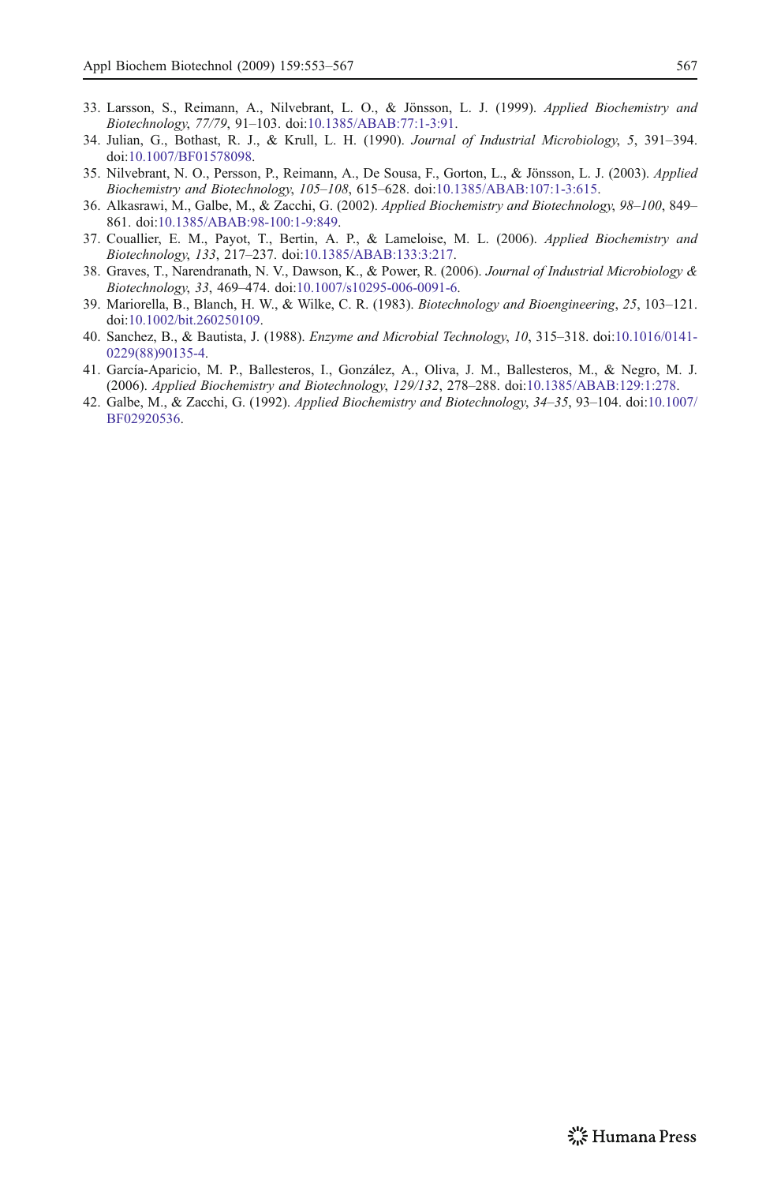33. Larsson, S., Reimann, A., Nilvebrant, L. O., & Jönsson, L. J. (1999). *Applied Biochemistry and Biotechnology*, *77/79*, 91–103. doi:10.1385/ABAB:77:1-3:91.
34. Julian, G., Bothast, R. J., & Krull, L. H. (1990). *Journal of Industrial Microbiology*, *5*, 391–394. doi:10.1007/BF01578098.
35. Nilvebrant, N. O., Persson, P., Reimann, A., De Sousa, F., Gorton, L., & Jönsson, L. J. (2003). *Applied Biochemistry and Biotechnology*, *105–108*, 615–628. doi:10.1385/ABAB:107:1-3:615.
36. Alkasrawi, M., Galbe, M., & Zacchi, G. (2002). *Applied Biochemistry and Biotechnology*, *98–100*, 849–861. doi:10.1385/ABAB:98-100:1-9:849.
37. Couallier, E. M., Payot, T., Bertin, A. P., & Lameloise, M. L. (2006). *Applied Biochemistry and Biotechnology*, *133*, 217–237. doi:10.1385/ABAB:133:3:217.
38. Graves, T., Narendranath, N. V., Dawson, K., & Power, R. (2006). *Journal of Industrial Microbiology & Biotechnology*, *33*, 469–474. doi:10.1007/s10295-006-0091-6.
39. Mariorella, B., Blanch, H. W., & Wilke, C. R. (1983). *Biotechnology and Bioengineering*, *25*, 103–121. doi:10.1002/bit.260250109.
40. Sanchez, B., & Bautista, J. (1988). *Enzyme and Microbial Technology*, *10*, 315–318. doi:10.1016/0141-0229(88)90135-4.
41. García-Aparicio, M. P., Ballesteros, I., González, A., Oliva, J. M., Ballesteros, M., & Negro, M. J. (2006). *Applied Biochemistry and Biotechnology*, *129/132*, 278–288. doi:10.1385/ABAB:129:1:278.
42. Galbe, M., & Zacchi, G. (1992). *Applied Biochemistry and Biotechnology*, *34–35*, 93–104. doi:10.1007/BF02920536.